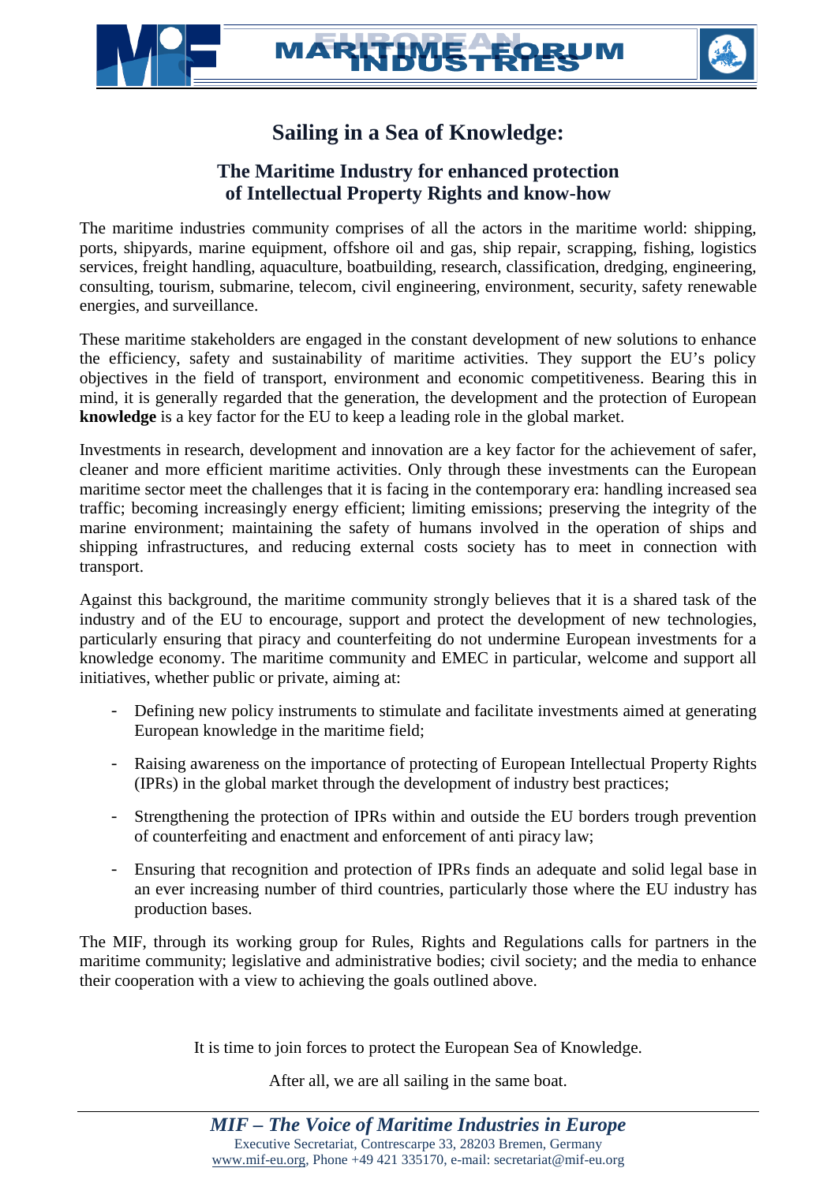# Sailing in a Sea of Knowledge:

## The Maritime Industry for enhanced protection of Intellectual Property Rights and know-how

The maritime industries community comprises of all the actors in the maritime world: shipping, ports, shipyards, marine equipment, offshore oil and gas, ship repair, scrapping, fishing, logistics services, freight handling, aquaculture, boatbuilding, research, classification, dredging, engineering, consulting, tourism, submarine, telecom, civil engineering, environment, security, safety renewable energies, and surveillance.

These maritime stakeholders are engaged in the constant development of new solutions to enhance the efficiency, safety and sustainability of maritime activities. They support the EU's policy objectives in the field of transport, environment and economic competitiveness. Bearing this in mind, it is generally regarded that the generation, the development and the protection of European **knowledge** is a key factor for the EU to keep a leading role in the global market.

Investments in research, development and innovation are a key factor for the achievement of safer, cleaner and more efficient maritime activities. Only through these investments can the European maritime sector meet the challenges that it is facing in the contemporary era: handling increased sea traffic; becoming increasingly energy efficient; limiting emissions; preserving the integrity of the marine environment; maintaining the safety of humans involved in the operation of ships and shipping infrastructures, and reducing external costs society has to meet in connection with transport.

Against this background, the maritime community strongly believes that it is a shared task of the industry and of the EU to encourage, support and protect the development of new technologies, particularly ensuring that piracy and counterfeiting do not undermine European investments for a knowledge economy. The maritime community and EMEC in particular, welcome and support all initiatives, whether public or private, aiming at:

- Defining new policy instruments to stimulate and facilitate investments aimed at generating European knowledge in the maritime field;
- Raising awareness on the importance of protecting of European Intellectual Property Rights (IPRs) in the global market through the development of industry best practices;
- Strengthening the protection of IPRs within and outside the EU borders trough prevention of counterfeiting and enactment and enforcement of anti piracy law;
- Ensuring that recognition and protection of IPRs finds an adequate and solid legal base in an ever increasing number of third countries, particularly those where the EU industry has production bases.

The MIF, through its working group for Rules, Rights and Regulations calls for partners in the maritime community; legislative and administrative bodies; civil society; and the media to enhance their cooperation with a view to achieving the goals outlined above.

It is time to join forces to protect the European Sea of Knowledge.

After all, we are all sailing in the same boat.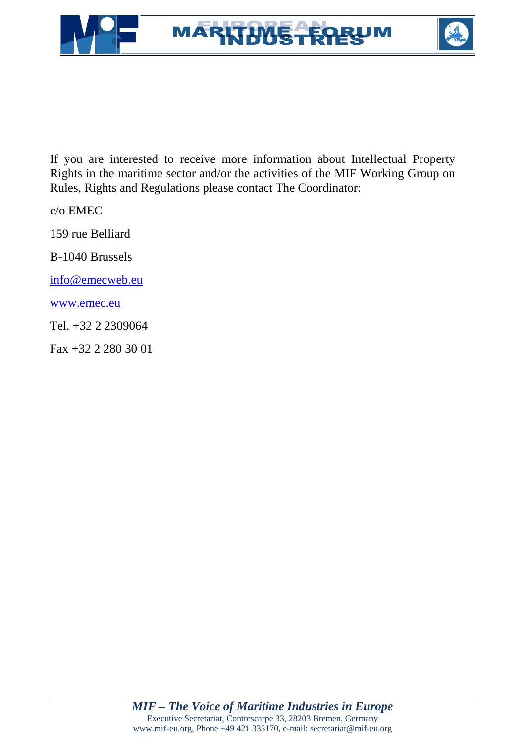If you are interested to receive more information about Intellectual Property Rights in the maritime sector and/or the activities of the MIF Working Group on Rules, Rights and Regulations please contact The Coordinator:

c/o EMEC

159 rue Belliard

B-1040 Brussels

info@emecweb.eu

www.emec.eu

Tel. +32 2 2309064

Fax +32 2 280 30 01